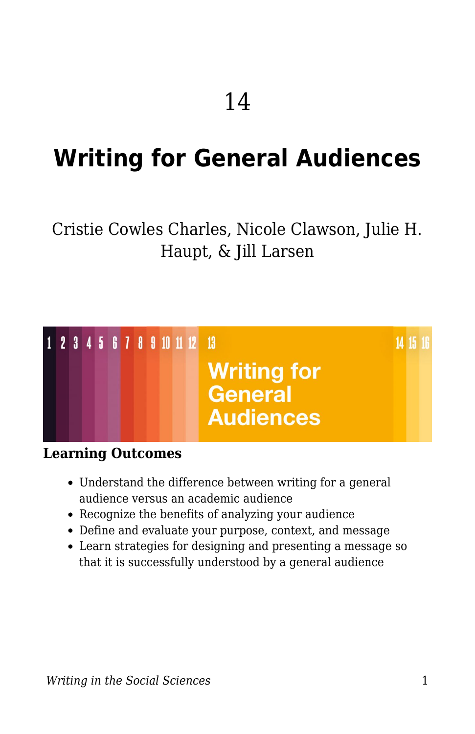# 14

# Writing for General Audiences

Cristie Cowles Charles, Nicole Clawson, Julie H. Haupt, & Jill Larsen

### Learning Outcomes

- Understand the difference between writing for a general audience versus an academic audience
- Recognize the benefits of analyzing your audience
- Define and evaluate your purpose, context, and message
- Learn strategies for designing and presenting a message so that it is successfully understood by a general audience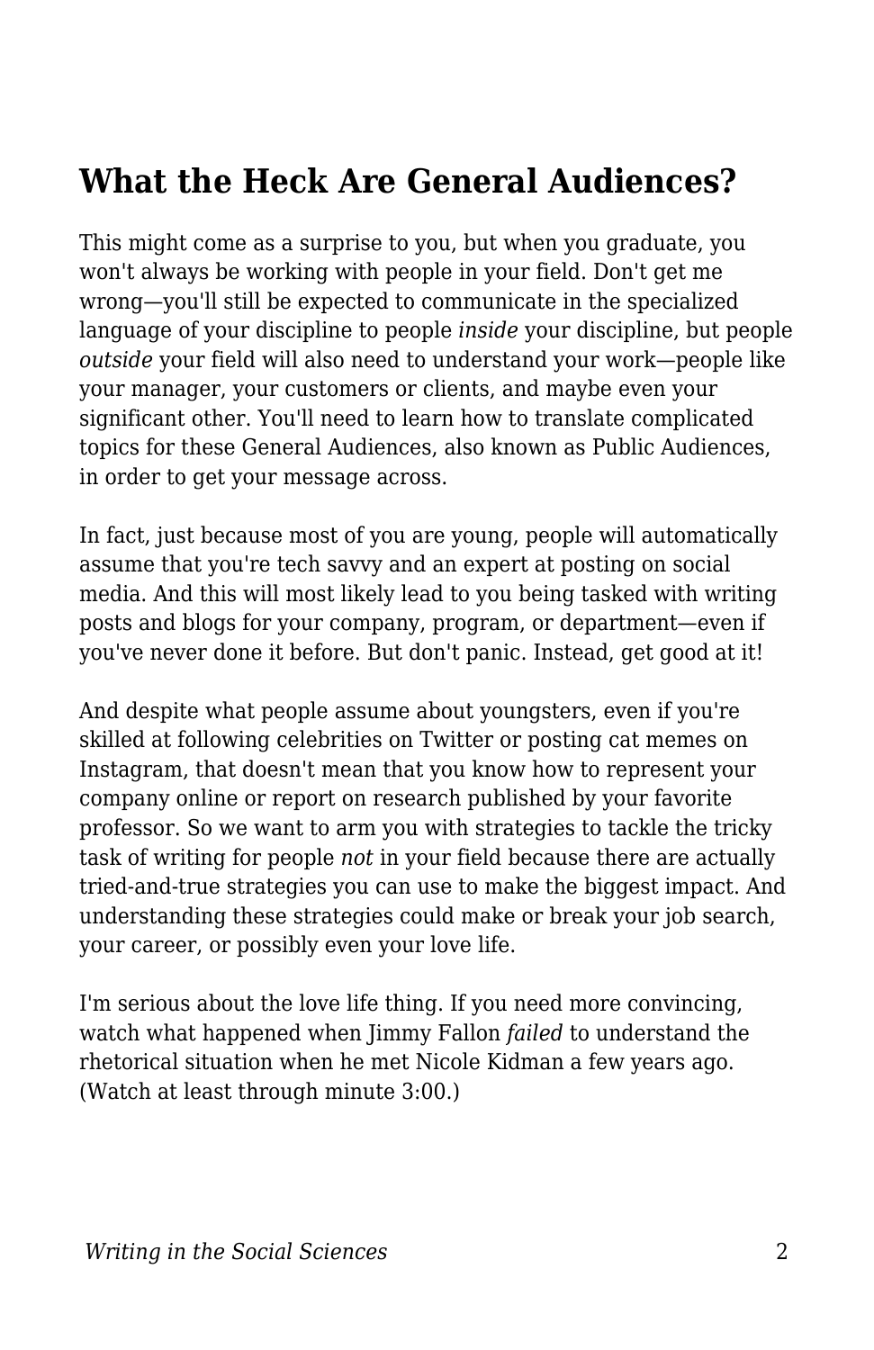## What the Heck Are General Audiences?

This might come as a surprise to you, but when you graduate, you won't always be working with people in your field. Don't get me wrong—you'll still be expected to communicate in the specialized language of your discipline to people *inside* your discipline, but people *outside* your field will also need to understand your work—people like your manager, your customers or clients, and maybe even your significant other. You'll need to learn how to translate complicated topics for these General Audiences, also known as Public Audiences, in order to get your message across.

In fact, just because most of you are young, people will automatically assume that you're tech savvy and an expert at posting on social media. And this will most likely lead to you being tasked with writing posts and blogs for your company, program, or department—even if you've never done it before. But don't panic. Instead, get good at it!

And despite what people assume about youngsters, even if you're skilled at following celebrities on Twitter or posting cat memes on Instagram, that doesn't mean that you know how to represent your company online or report on research published by your favorite professor. So we want to arm you with strategies to tackle the tricky task of writing for people *not* in your field because there are actually tried-and-true strategies you can use to make the biggest impact. And understanding these strategies could make or break your job search, your career, or possibly even your love life.

I'm serious about the love life thing. If you need more convincing, watch what happened when Jimmy Fallon *failed* to understand the rhetorical situation when he met Nicole Kidman a few years ago. (Watch at least through minute 3:00.)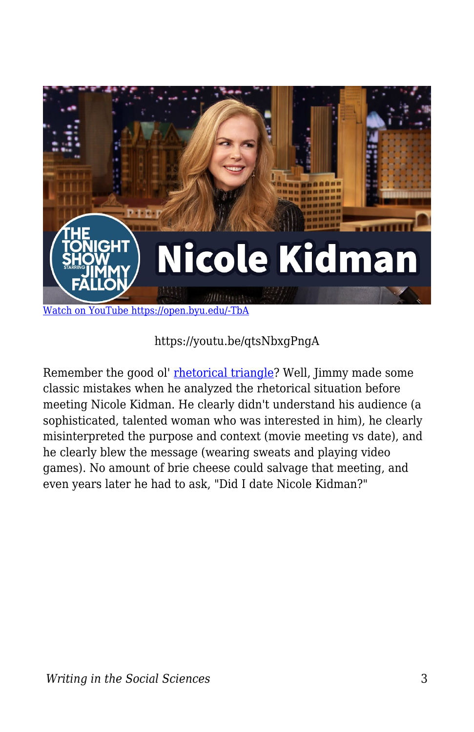[Watch on YouTube https://open.byu.edu/-TbA](https://open.byu.edu/-TbA)

https://youtu.be/qtsNbxgPngA

Remember the good ol' [rhetorical triangle](#)? Well, Jimmy made some classic mistakes when he analyzed the rhetorical situation before meeting Nicole Kidman. He clearly didn't understand his audience (a sophisticated, talented woman who was interested in him), he clearly misinterpreted the purpose and context (movie meeting vs date), and he clearly blew the message (wearing sweats and playing video games). No amount of brie cheese could salvage that meeting, and even years later he had to ask, "Did I date Nicole Kidman?"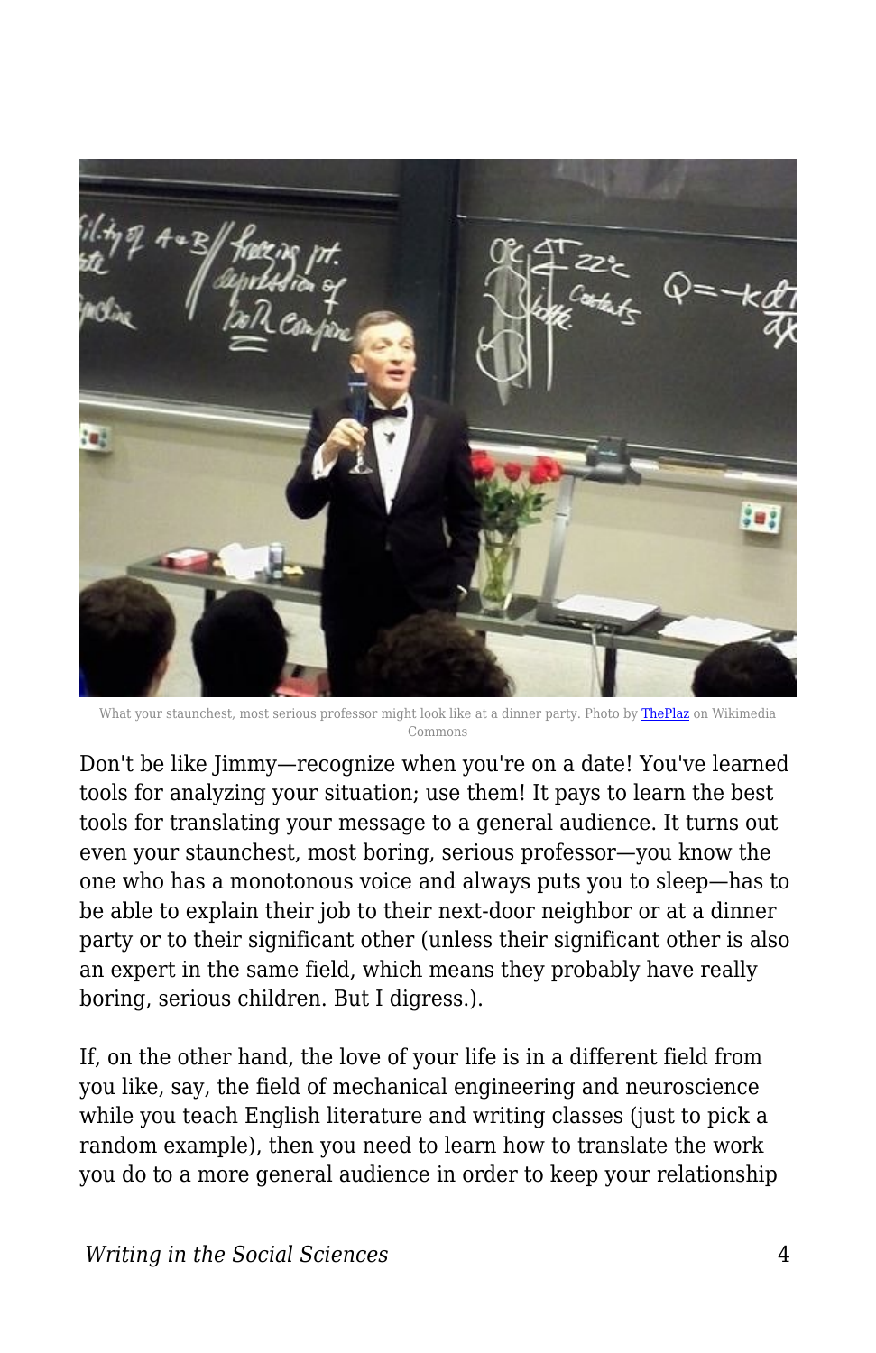What your staunchest, most serious professor might look like at a dinner party. Photo by ThePlaz on Wikimedia Commons

Don't be like Jimmy—recognize when you're on a date! You've learned tools for analyzing your situation; use them! It pays to learn the best tools for translating your message to a general audience. It turns out even your staunchest, most boring, serious professor—you know the one who has a monotonous voice and always puts you to sleep—has to be able to explain their job to their next-door neighbor or at a dinner party or to their significant other (unless their significant other is also an expert in the same field, which means they probably have really boring, serious children. But I digress.).

If, on the other hand, the love of your life is in a different field from you like, say, the field of mechanical engineering and neuroscience while you teach English literature and writing classes (just to pick a random example), then you need to learn how to translate the work you do to a more general audience in order to keep your relationship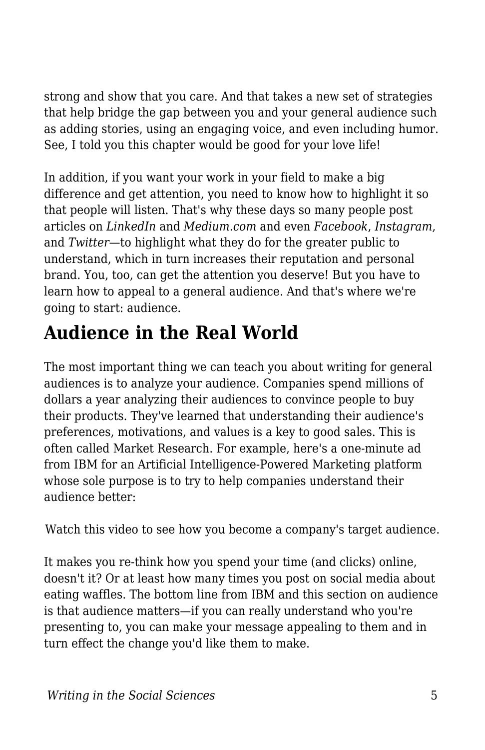strong and show that you care. And that takes a new set of strategies that help bridge the gap between you and your general audience such as adding stories, using an engaging voice, and even including humor. See, I told you this chapter would be good for your love life!

In addition, if you want your work in your field to make a big difference and get attention, you need to know how to highlight it so that people will listen. That's why these days so many people post articles on *LinkedIn* and *Medium.com* and even *Facebook*, *Instagram*, and *Twitter*—to highlight what they do for the greater public to understand, which in turn increases their reputation and personal brand. You, too, can get the attention you deserve! But you have to learn how to appeal to a general audience. And that's where we're going to start: audience.

## Audience in the Real World

The most important thing we can teach you about writing for general audiences is to analyze your audience. Companies spend millions of dollars a year analyzing their audiences to convince people to buy their products. They've learned that understanding their audience's preferences, motivations, and values is a key to good sales. This is often called Market Research. For example, here's a one-minute ad from IBM for an Artificial Intelligence-Powered Marketing platform whose sole purpose is to try to help companies understand their audience better:

Watch this video to see how you become a company's target audience.

It makes you re-think how you spend your time (and clicks) online, doesn't it? Or at least how many times you post on social media about eating waffles. The bottom line from IBM and this section on audience is that audience matters—if you can really understand who you're presenting to, you can make your message appealing to them and in turn effect the change you'd like them to make.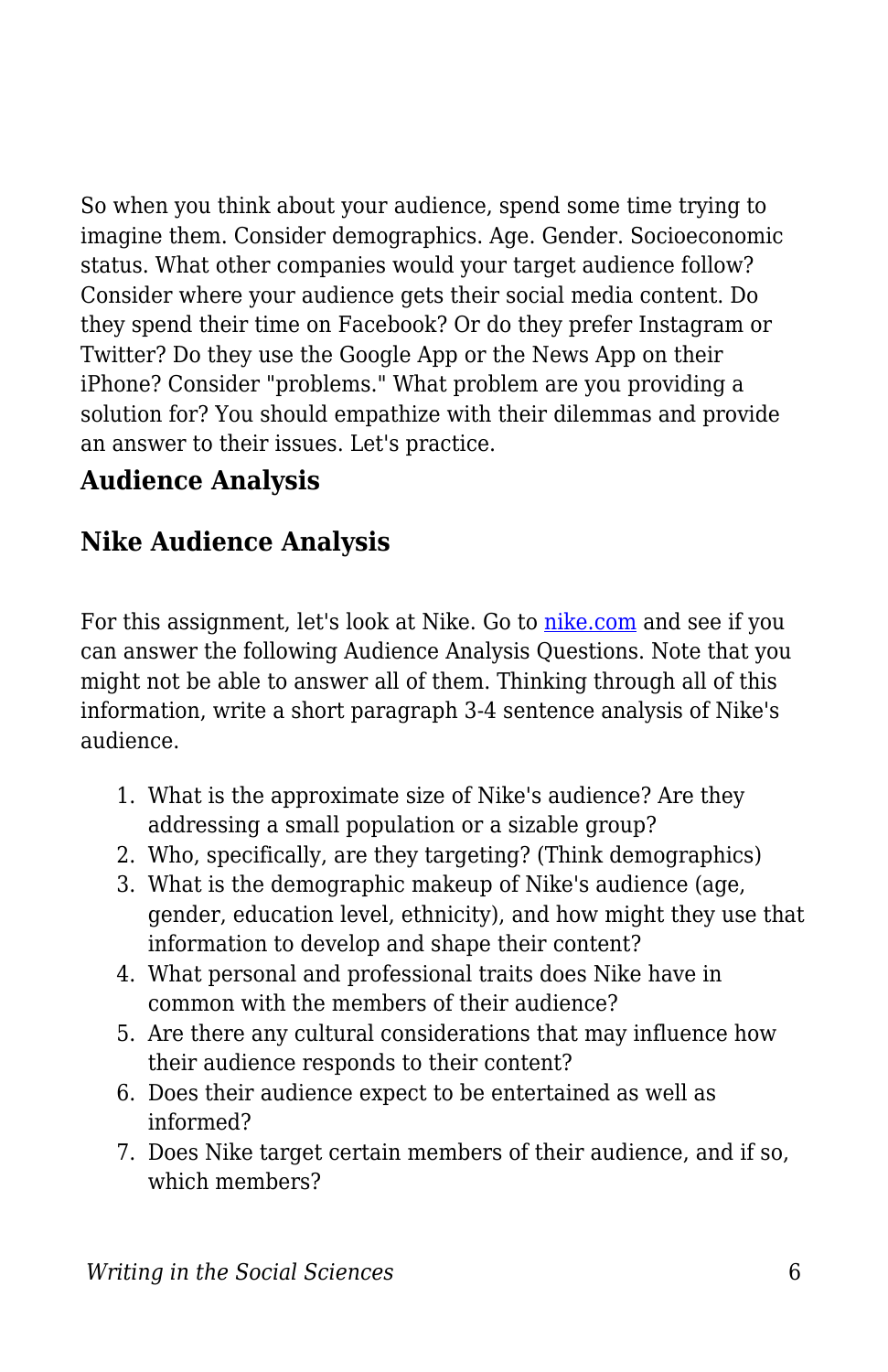So when you think about your audience, spend some time trying to imagine them. Consider demographics. Age. Gender. Socioeconomic status. What other companies would your target audience follow? Consider where your audience gets their social media content. Do they spend their time on Facebook? Or do they prefer Instagram or Twitter? Do they use the Google App or the News App on their iPhone? Consider "problems." What problem are you providing a solution for? You should empathize with their dilemmas and provide an answer to their issues. Let's practice.

### Audience Analysis

### Nike Audience Analysis

For this assignment, let's look at Nike. Go to [nike.com](nike.com) and see if you can answer the following Audience Analysis Questions. Note that you might not be able to answer all of them. Thinking through all of this information, write a short paragraph 3-4 sentence analysis of Nike's audience.

1. What is the approximate size of Nike's audience? Are they addressing a small population or a sizable group?
2. Who, specifically, are they targeting? (Think demographics)
3. What is the demographic makeup of Nike's audience (age, gender, education level, ethnicity), and how might they use that information to develop and shape their content?
4. What personal and professional traits does Nike have in common with the members of their audience?
5. Are there any cultural considerations that may influence how their audience responds to their content?
6. Does their audience expect to be entertained as well as informed?
7. Does Nike target certain members of their audience, and if so, which members?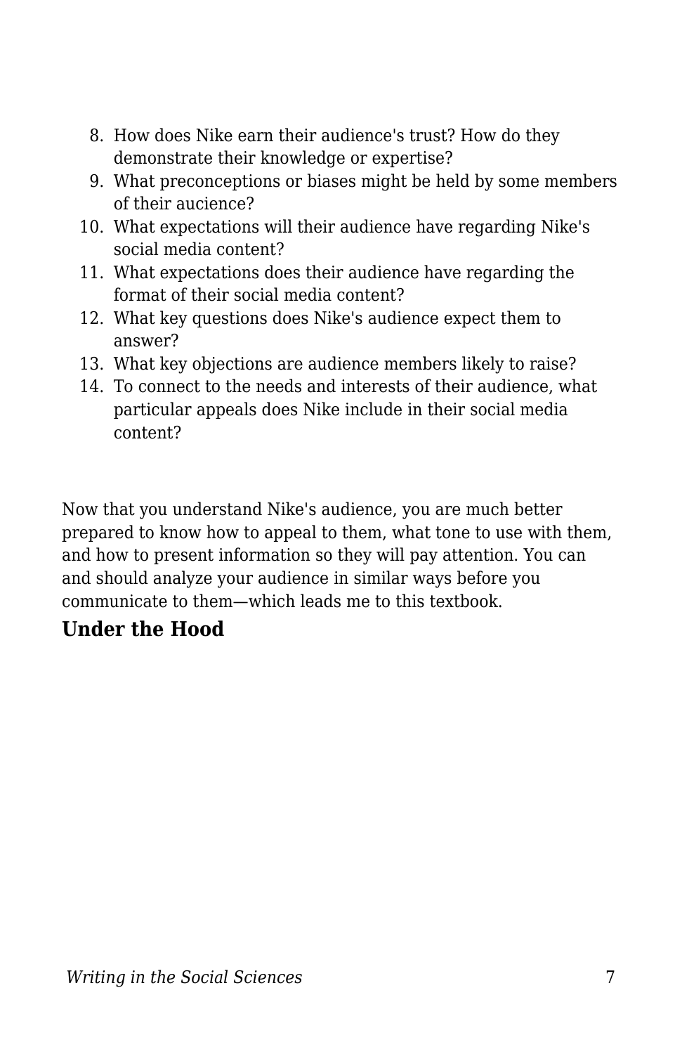8. How does Nike earn their audience's trust? How do they demonstrate their knowledge or expertise?
9. What preconceptions or biases might be held by some members of their aucience?
10. What expectations will their audience have regarding Nike's social media content?
11. What expectations does their audience have regarding the format of their social media content?
12. What key questions does Nike's audience expect them to answer?
13. What key objections are audience members likely to raise?
14. To connect to the needs and interests of their audience, what particular appeals does Nike include in their social media content?

Now that you understand Nike's audience, you are much better prepared to know how to appeal to them, what tone to use with them, and how to present information so they will pay attention. You can and should analyze your audience in similar ways before you communicate to them—which leads me to this textbook.

## Under the Hood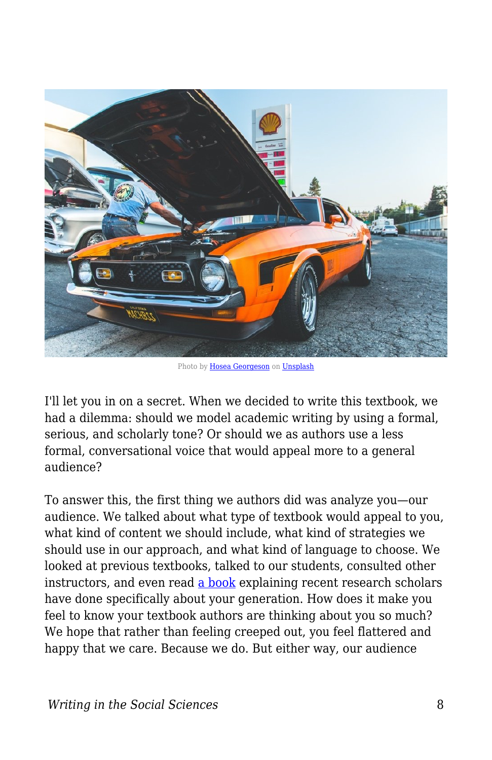Photo by Hosea Georgeson on Unsplash

I'll let you in on a secret. When we decided to write this textbook, we had a dilemma: should we model academic writing by using a formal, serious, and scholarly tone? Or should we as authors use a less formal, conversational voice that would appeal more to a general audience?

To answer this, the first thing we authors did was analyze you—our audience. We talked about what type of textbook would appeal to you, what kind of content we should include, what kind of strategies we should use in our approach, and what kind of language to choose. We looked at previous textbooks, talked to our students, consulted other instructors, and even read a book explaining recent research scholars have done specifically about your generation. How does it make you feel to know your textbook authors are thinking about you so much? We hope that rather than feeling creeped out, you feel flattered and happy that we care. Because we do. But either way, our audience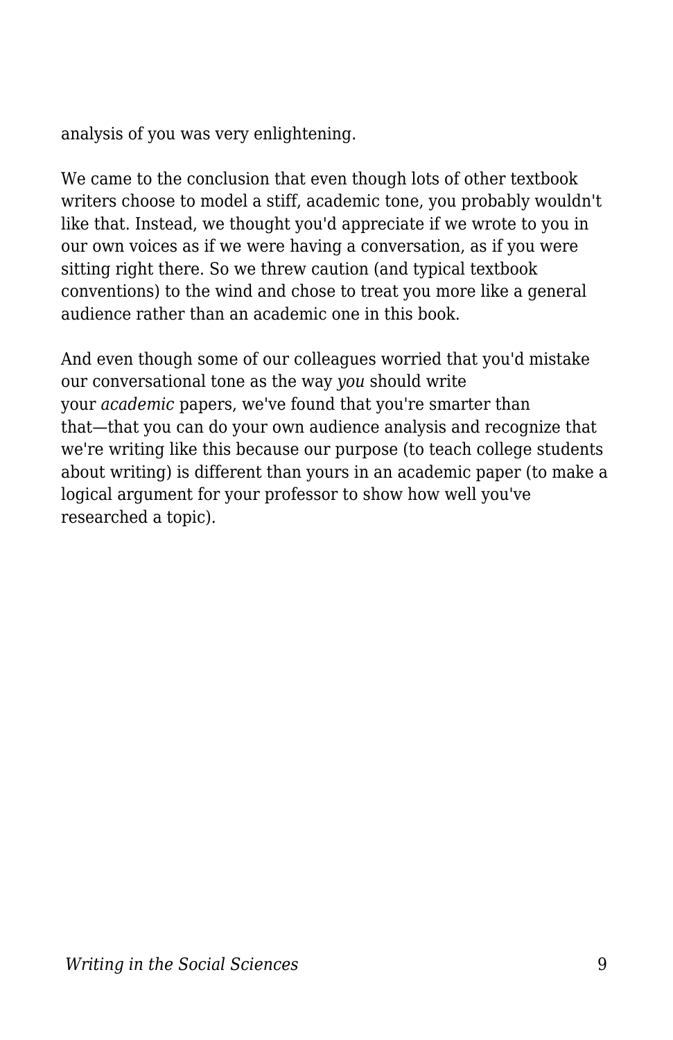analysis of you was very enlightening.

We came to the conclusion that even though lots of other textbook writers choose to model a stiff, academic tone, you probably wouldn't like that. Instead, we thought you'd appreciate if we wrote to you in our own voices as if we were having a conversation, as if you were sitting right there. So we threw caution (and typical textbook conventions) to the wind and chose to treat you more like a general audience rather than an academic one in this book.

And even though some of our colleagues worried that you'd mistake our conversational tone as the way *you* should write your *academic* papers, we've found that you're smarter than that—that you can do your own audience analysis and recognize that we're writing like this because our purpose (to teach college students about writing) is different than yours in an academic paper (to make a logical argument for your professor to show how well you've researched a topic).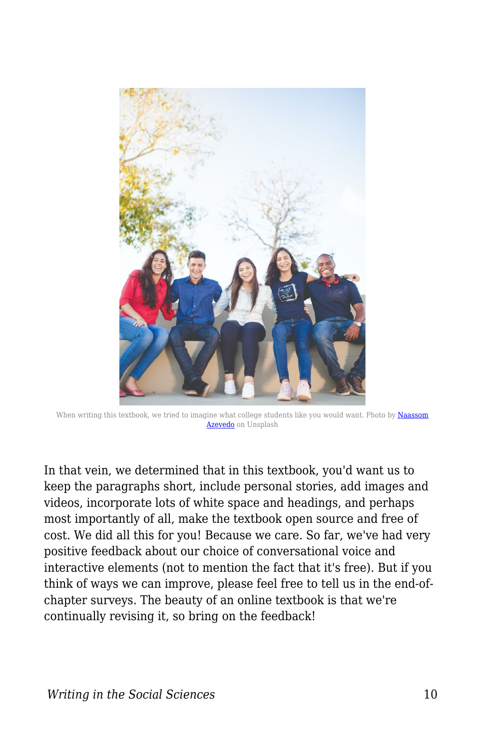When writing this textbook, we tried to imagine what college students like you would want. Photo by Naassom Azevedo on Unsplash

In that vein, we determined that in this textbook, you'd want us to keep the paragraphs short, include personal stories, add images and videos, incorporate lots of white space and headings, and perhaps most importantly of all, make the textbook open source and free of cost. We did all this for you! Because we care. So far, we've had very positive feedback about our choice of conversational voice and interactive elements (not to mention the fact that it's free). But if you think of ways we can improve, please feel free to tell us in the end-of-chapter surveys. The beauty of an online textbook is that we're continually revising it, so bring on the feedback!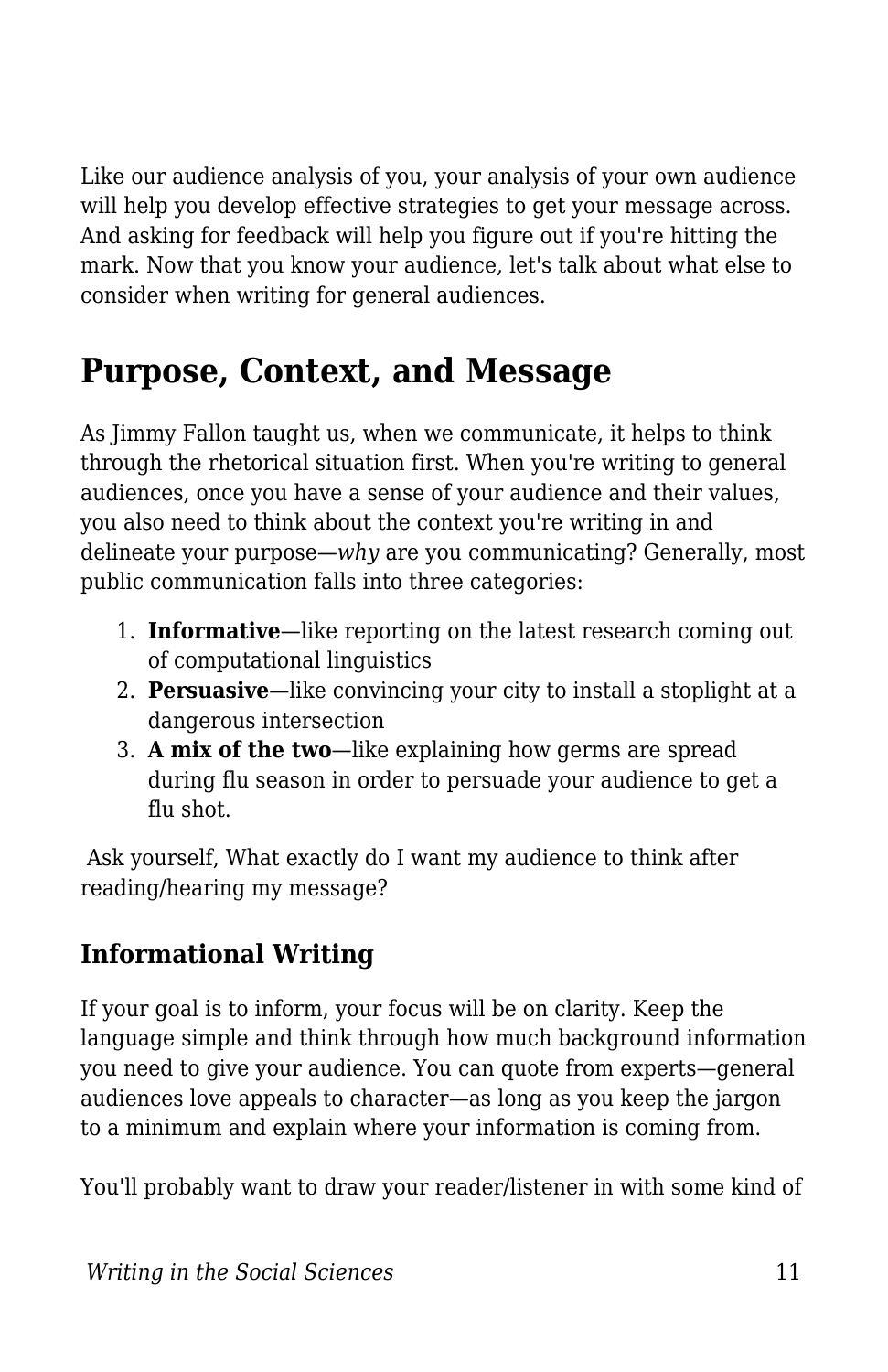Like our audience analysis of you, your analysis of your own audience will help you develop effective strategies to get your message across. And asking for feedback will help you figure out if you're hitting the mark. Now that you know your audience, let's talk about what else to consider when writing for general audiences.

## Purpose, Context, and Message

As Jimmy Fallon taught us, when we communicate, it helps to think through the rhetorical situation first. When you're writing to general audiences, once you have a sense of your audience and their values, you also need to think about the context you're writing in and delineate your purpose—*why* are you communicating? Generally, most public communication falls into three categories:

1. **Informative**—like reporting on the latest research coming out of computational linguistics
2. **Persuasive**—like convincing your city to install a stoplight at a dangerous intersection
3. **A mix of the two**—like explaining how germs are spread during flu season in order to persuade your audience to get a flu shot.

Ask yourself, What exactly do I want my audience to think after reading/hearing my message?

### Informational Writing

If your goal is to inform, your focus will be on clarity. Keep the language simple and think through how much background information you need to give your audience. You can quote from experts—general audiences love appeals to character—as long as you keep the jargon to a minimum and explain where your information is coming from.

You'll probably want to draw your reader/listener in with some kind of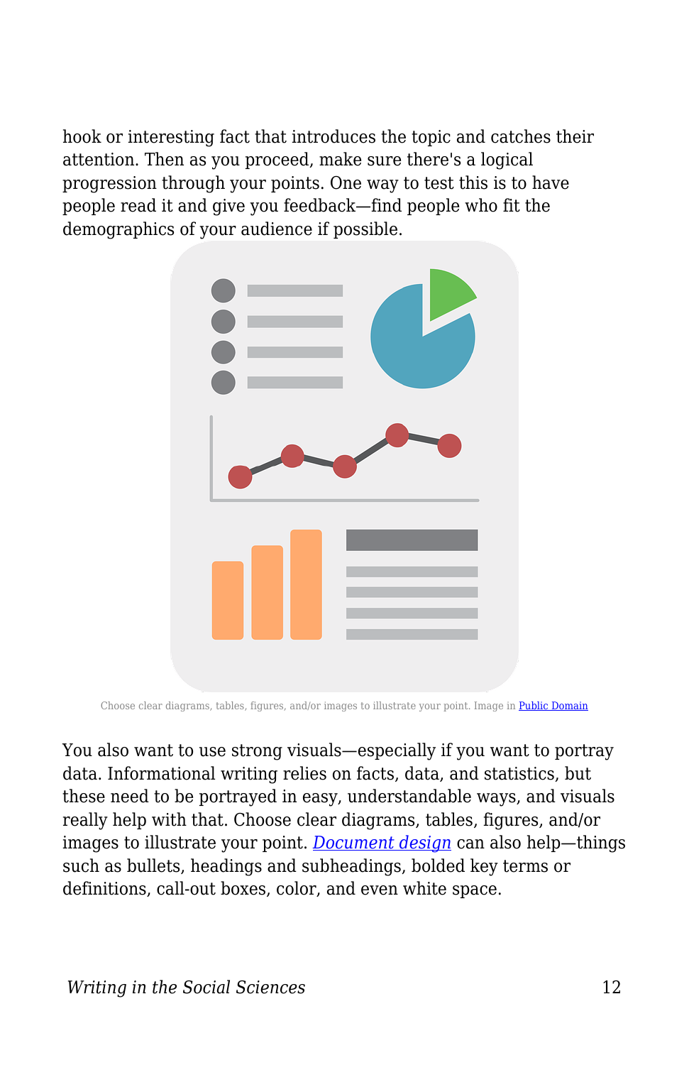hook or interesting fact that introduces the topic and catches their attention. Then as you proceed, make sure there's a logical progression through your points. One way to test this is to have people read it and give you feedback—find people who fit the demographics of your audience if possible.

Choose clear diagrams, tables, figures, and/or images to illustrate your point. Image in Public Domain

You also want to use strong visuals—especially if you want to portray data. Informational writing relies on facts, data, and statistics, but these need to be portrayed in easy, understandable ways, and visuals really help with that. Choose clear diagrams, tables, figures, and/or images to illustrate your point. *Document design* can also help—things such as bullets, headings and subheadings, bolded key terms or definitions, call-out boxes, color, and even white space.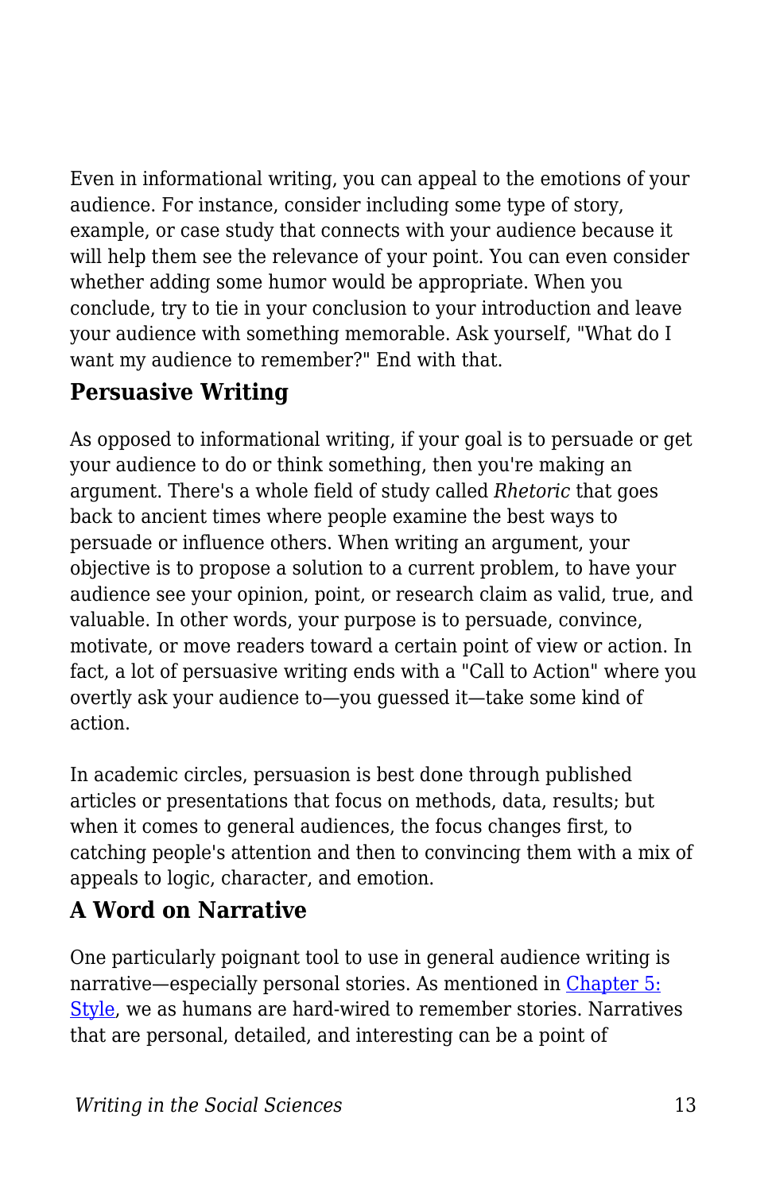Even in informational writing, you can appeal to the emotions of your audience. For instance, consider including some type of story, example, or case study that connects with your audience because it will help them see the relevance of your point. You can even consider whether adding some humor would be appropriate. When you conclude, try to tie in your conclusion to your introduction and leave your audience with something memorable. Ask yourself, "What do I want my audience to remember?" End with that.

## Persuasive Writing

As opposed to informational writing, if your goal is to persuade or get your audience to do or think something, then you're making an argument. There's a whole field of study called *Rhetoric* that goes back to ancient times where people examine the best ways to persuade or influence others. When writing an argument, your objective is to propose a solution to a current problem, to have your audience see your opinion, point, or research claim as valid, true, and valuable. In other words, your purpose is to persuade, convince, motivate, or move readers toward a certain point of view or action. In fact, a lot of persuasive writing ends with a "Call to Action" where you overtly ask your audience to—you guessed it—take some kind of action.

In academic circles, persuasion is best done through published articles or presentations that focus on methods, data, results; but when it comes to general audiences, the focus changes first, to catching people's attention and then to convincing them with a mix of appeals to logic, character, and emotion.

## A Word on Narrative

One particularly poignant tool to use in general audience writing is narrative—especially personal stories. As mentioned in [Chapter 5: Style](), we as humans are hard-wired to remember stories. Narratives that are personal, detailed, and interesting can be a point of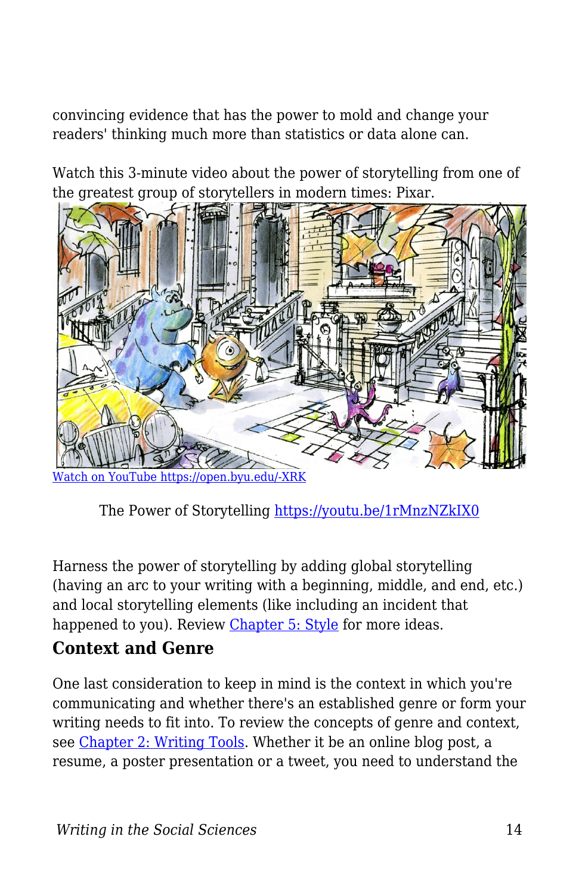convincing evidence that has the power to mold and change your readers' thinking much more than statistics or data alone can.

Watch this 3-minute video about the power of storytelling from one of the greatest group of storytellers in modern times: Pixar.

[Watch on YouTube https://open.byu.edu/-XRK](https://open.byu.edu/-XRK)

The Power of Storytelling [https://youtu.be/1rMnzNZkIX0](https://youtu.be/1rMnzNZkIX0)

Harness the power of storytelling by adding global storytelling (having an arc to your writing with a beginning, middle, and end, etc.) and local storytelling elements (like including an incident that happened to you). Review [Chapter 5: Style](#) for more ideas.

## Context and Genre

One last consideration to keep in mind is the context in which you're communicating and whether there's an established genre or form your writing needs to fit into. To review the concepts of genre and context, see [Chapter 2: Writing Tools](#). Whether it be an online blog post, a resume, a poster presentation or a tweet, you need to understand the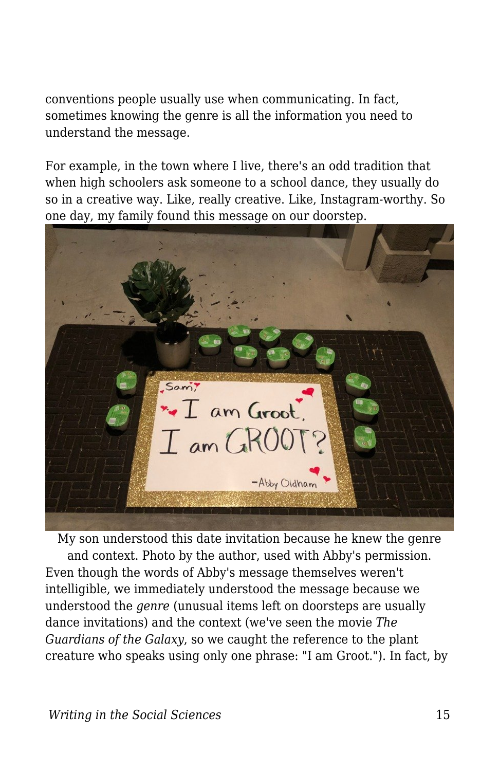conventions people usually use when communicating. In fact, sometimes knowing the genre is all the information you need to understand the message.

For example, in the town where I live, there's an odd tradition that when high schoolers ask someone to a school dance, they usually do so in a creative way. Like, really creative. Like, Instagram-worthy. So one day, my family found this message on our doorstep.

My son understood this date invitation because he knew the genre and context. Photo by the author, used with Abby's permission.

Even though the words of Abby's message themselves weren't intelligible, we immediately understood the message because we understood the *genre* (unusual items left on doorsteps are usually dance invitations) and the context (we've seen the movie *The Guardians of the Galaxy*, so we caught the reference to the plant creature who speaks using only one phrase: "I am Groot."). In fact, by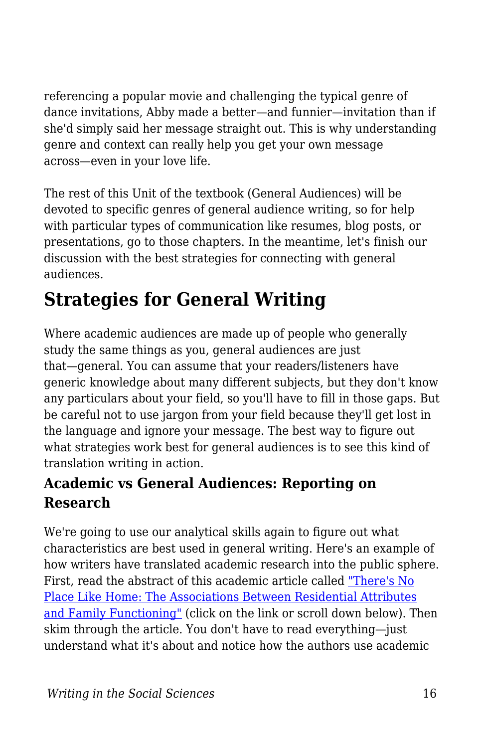referencing a popular movie and challenging the typical genre of dance invitations, Abby made a better—and funnier—invitation than if she'd simply said her message straight out. This is why understanding genre and context can really help you get your own message across—even in your love life.

The rest of this Unit of the textbook (General Audiences) will be devoted to specific genres of general audience writing, so for help with particular types of communication like resumes, blog posts, or presentations, go to those chapters. In the meantime, let's finish our discussion with the best strategies for connecting with general audiences.

## Strategies for General Writing

Where academic audiences are made up of people who generally study the same things as you, general audiences are just that—general. You can assume that your readers/listeners have generic knowledge about many different subjects, but they don't know any particulars about your field, so you'll have to fill in those gaps. But be careful not to use jargon from your field because they'll get lost in the language and ignore your message. The best way to figure out what strategies work best for general audiences is to see this kind of translation writing in action.

### Academic vs General Audiences: Reporting on Research

We're going to use our analytical skills again to figure out what characteristics are best used in general writing. Here's an example of how writers have translated academic research into the public sphere. First, read the abstract of this academic article called "There's No Place Like Home: The Associations Between Residential Attributes and Family Functioning" (click on the link or scroll down below). Then skim through the article. You don't have to read everything—just understand what it's about and notice how the authors use academic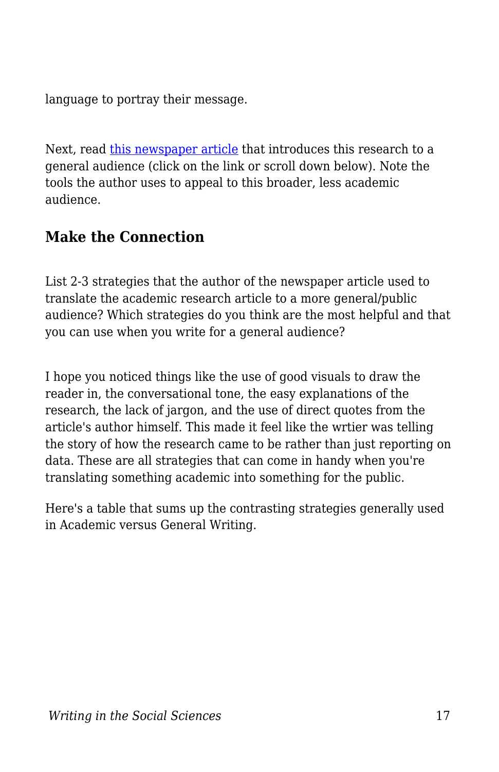language to portray their message.

Next, read [this newspaper article] that introduces this research to a general audience (click on the link or scroll down below). Note the tools the author uses to appeal to this broader, less academic audience.

### Make the Connection

List 2-3 strategies that the author of the newspaper article used to translate the academic research article to a more general/public audience? Which strategies do you think are the most helpful and that you can use when you write for a general audience?

I hope you noticed things like the use of good visuals to draw the reader in, the conversational tone, the easy explanations of the research, the lack of jargon, and the use of direct quotes from the article's author himself. This made it feel like the wrtier was telling the story of how the research came to be rather than just reporting on data. These are all strategies that can come in handy when you're translating something academic into something for the public.

Here's a table that sums up the contrasting strategies generally used in Academic versus General Writing.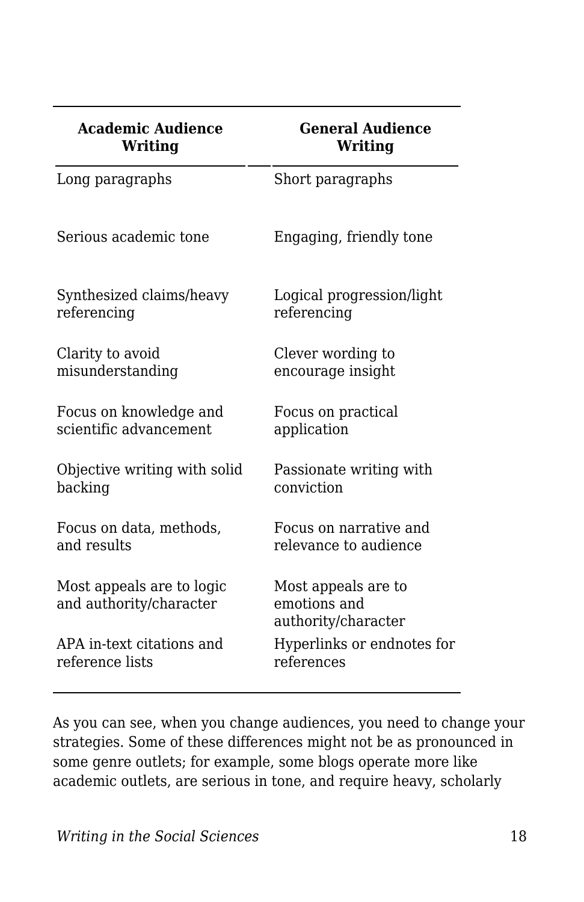| Academic Audience Writing | General Audience Writing |
| --- | --- |
| Long paragraphs | Short paragraphs |
| Serious academic tone | Engaging, friendly tone |
| Synthesized claims/heavy referencing | Logical progression/light referencing |
| Clarity to avoid misunderstanding | Clever wording to encourage insight |
| Focus on knowledge and scientific advancement | Focus on practical application |
| Objective writing with solid backing | Passionate writing with conviction |
| Focus on data, methods, and results | Focus on narrative and relevance to audience |
| Most appeals are to logic and authority/character | Most appeals are to emotions and authority/character |
| APA in-text citations and reference lists | Hyperlinks or endnotes for references |

As you can see, when you change audiences, you need to change your strategies. Some of these differences might not be as pronounced in some genre outlets; for example, some blogs operate more like academic outlets, are serious in tone, and require heavy, scholarly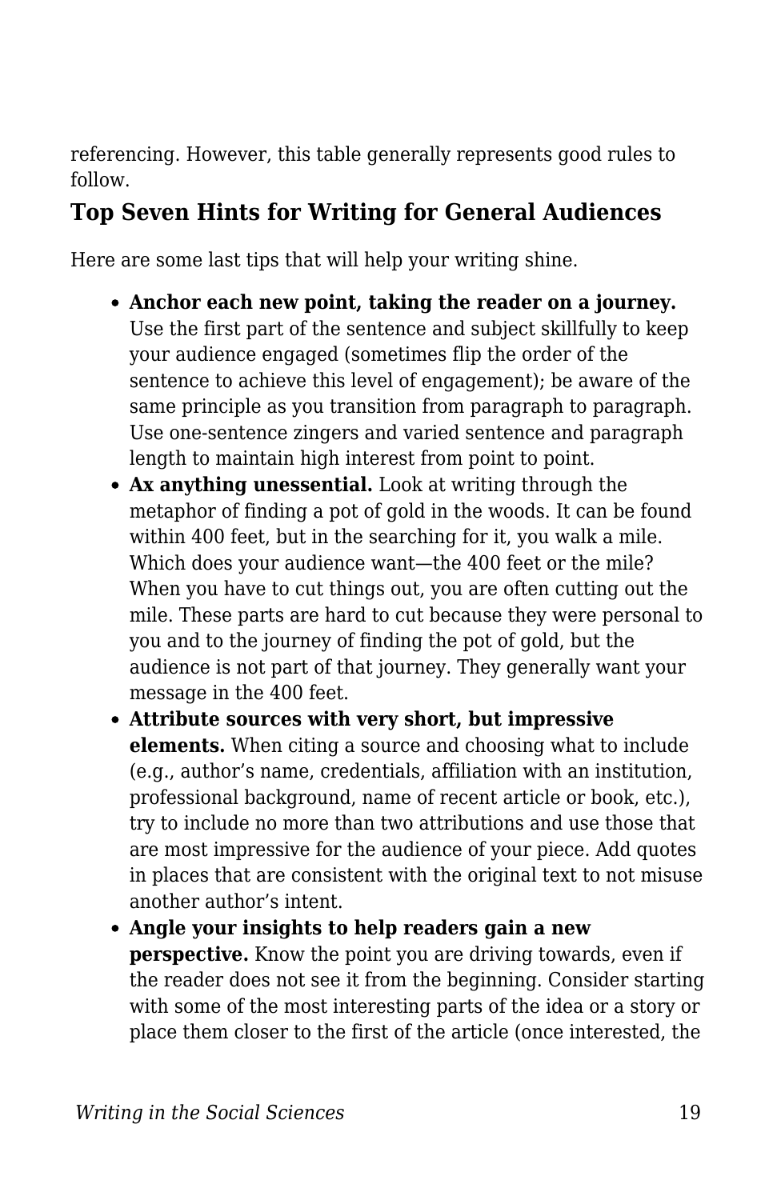referencing. However, this table generally represents good rules to follow.

## Top Seven Hints for Writing for General Audiences

Here are some last tips that will help your writing shine.

- **Anchor each new point, taking the reader on a journey.** Use the first part of the sentence and subject skillfully to keep your audience engaged (sometimes flip the order of the sentence to achieve this level of engagement); be aware of the same principle as you transition from paragraph to paragraph. Use one-sentence zingers and varied sentence and paragraph length to maintain high interest from point to point.
- **Ax anything unessential.** Look at writing through the metaphor of finding a pot of gold in the woods. It can be found within 400 feet, but in the searching for it, you walk a mile. Which does your audience want—the 400 feet or the mile? When you have to cut things out, you are often cutting out the mile. These parts are hard to cut because they were personal to you and to the journey of finding the pot of gold, but the audience is not part of that journey. They generally want your message in the 400 feet.
- **Attribute sources with very short, but impressive elements.** When citing a source and choosing what to include (e.g., author's name, credentials, affiliation with an institution, professional background, name of recent article or book, etc.), try to include no more than two attributions and use those that are most impressive for the audience of your piece. Add quotes in places that are consistent with the original text to not misuse another author's intent.
- **Angle your insights to help readers gain a new perspective.** Know the point you are driving towards, even if the reader does not see it from the beginning. Consider starting with some of the most interesting parts of the idea or a story or place them closer to the first of the article (once interested, the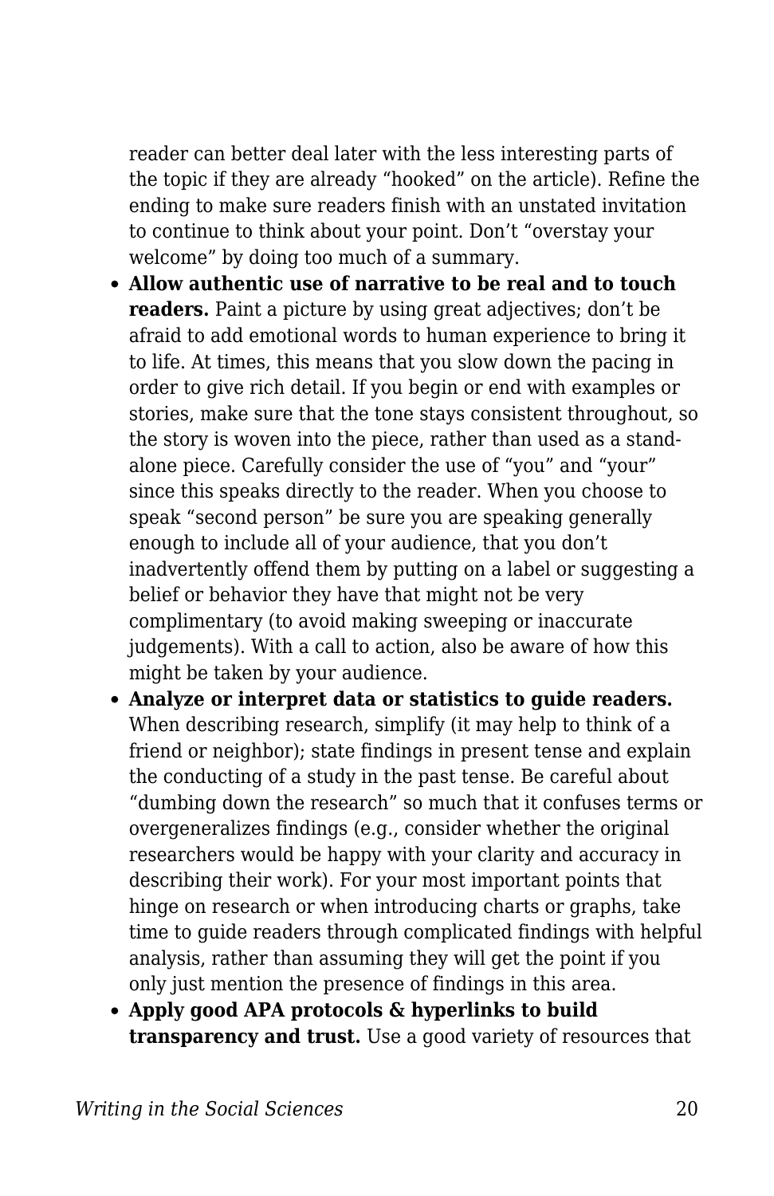reader can better deal later with the less interesting parts of the topic if they are already "hooked" on the article). Refine the ending to make sure readers finish with an unstated invitation to continue to think about your point. Don't "overstay your welcome" by doing too much of a summary.

- **Allow authentic use of narrative to be real and to touch readers.** Paint a picture by using great adjectives; don't be afraid to add emotional words to human experience to bring it to life. At times, this means that you slow down the pacing in order to give rich detail. If you begin or end with examples or stories, make sure that the tone stays consistent throughout, so the story is woven into the piece, rather than used as a stand-alone piece. Carefully consider the use of "you" and "your" since this speaks directly to the reader. When you choose to speak "second person" be sure you are speaking generally enough to include all of your audience, that you don't inadvertently offend them by putting on a label or suggesting a belief or behavior they have that might not be very complimentary (to avoid making sweeping or inaccurate judgements). With a call to action, also be aware of how this might be taken by your audience.
- **Analyze or interpret data or statistics to guide readers.** When describing research, simplify (it may help to think of a friend or neighbor); state findings in present tense and explain the conducting of a study in the past tense. Be careful about "dumbing down the research" so much that it confuses terms or overgeneralizes findings (e.g., consider whether the original researchers would be happy with your clarity and accuracy in describing their work). For your most important points that hinge on research or when introducing charts or graphs, take time to guide readers through complicated findings with helpful analysis, rather than assuming they will get the point if you only just mention the presence of findings in this area.
- **Apply good APA protocols & hyperlinks to build transparency and trust.** Use a good variety of resources that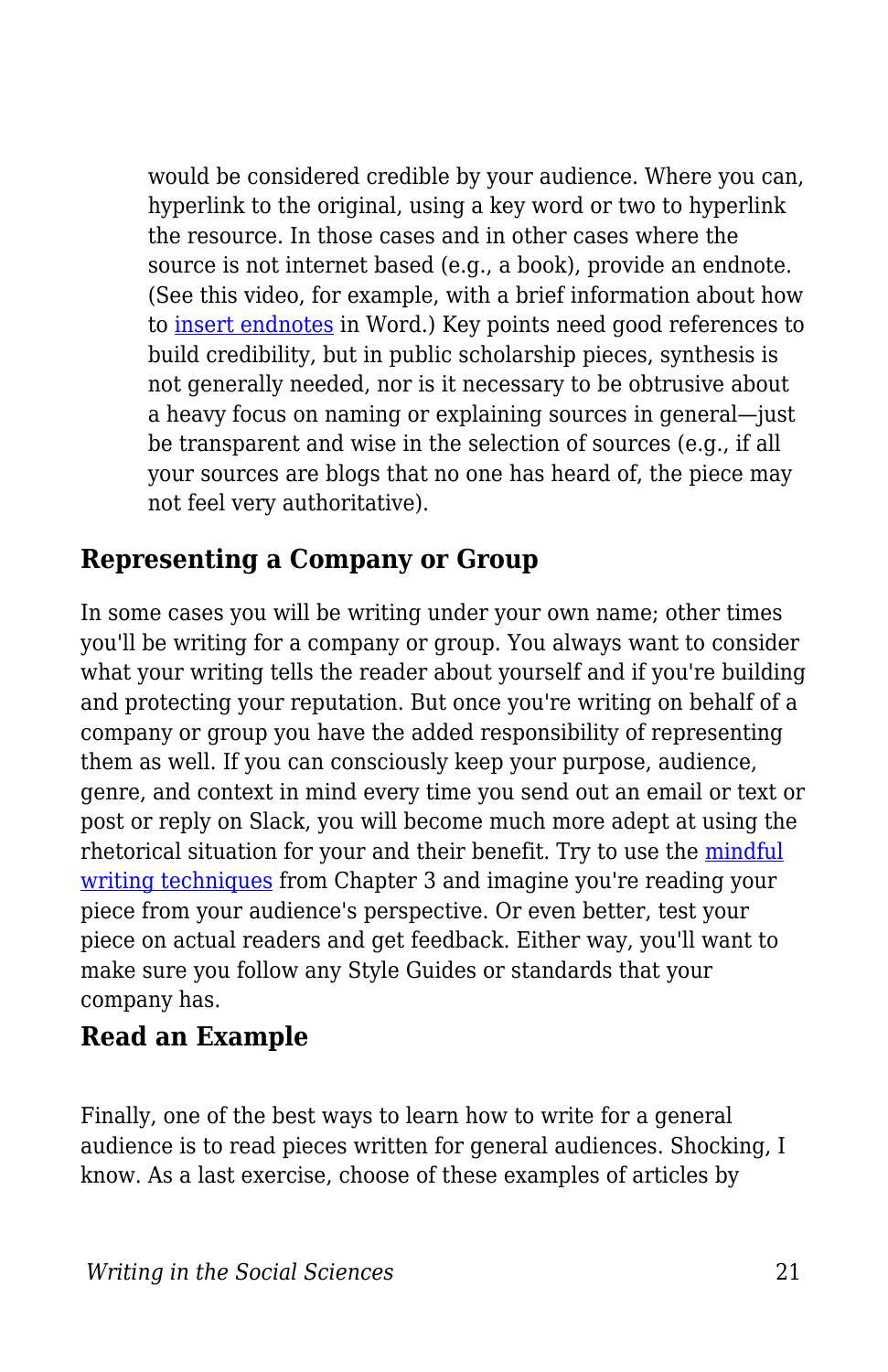would be considered credible by your audience. Where you can, hyperlink to the original, using a key word or two to hyperlink the resource. In those cases and in other cases where the source is not internet based (e.g., a book), provide an endnote. (See this video, for example, with a brief information about how to insert endnotes in Word.) Key points need good references to build credibility, but in public scholarship pieces, synthesis is not generally needed, nor is it necessary to be obtrusive about a heavy focus on naming or explaining sources in general—just be transparent and wise in the selection of sources (e.g., if all your sources are blogs that no one has heard of, the piece may not feel very authoritative).

## Representing a Company or Group

In some cases you will be writing under your own name; other times you'll be writing for a company or group. You always want to consider what your writing tells the reader about yourself and if you're building and protecting your reputation. But once you're writing on behalf of a company or group you have the added responsibility of representing them as well. If you can consciously keep your purpose, audience, genre, and context in mind every time you send out an email or text or post or reply on Slack, you will become much more adept at using the rhetorical situation for your and their benefit. Try to use the mindful writing techniques from Chapter 3 and imagine you're reading your piece from your audience's perspective. Or even better, test your piece on actual readers and get feedback. Either way, you'll want to make sure you follow any Style Guides or standards that your company has.

## Read an Example

Finally, one of the best ways to learn how to write for a general audience is to read pieces written for general audiences. Shocking, I know. As a last exercise, choose of these examples of articles by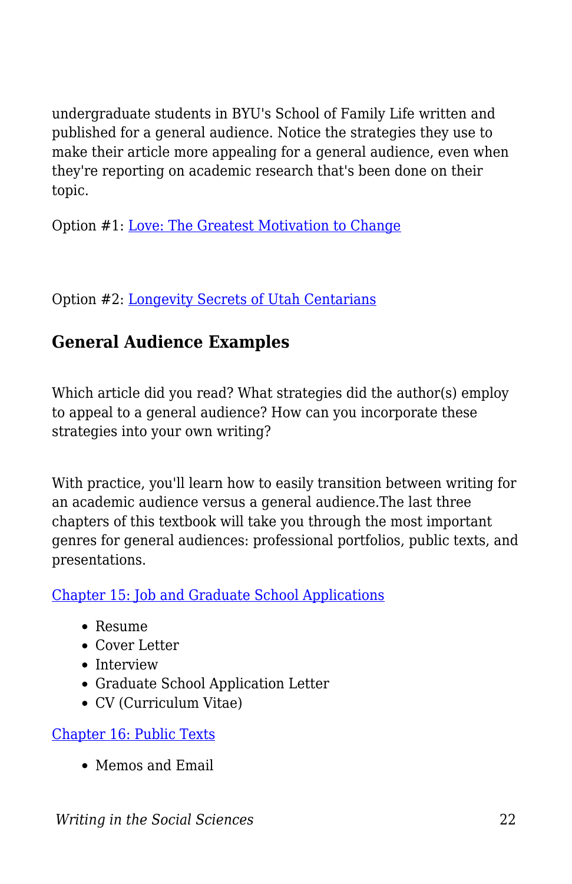undergraduate students in BYU's School of Family Life written and published for a general audience. Notice the strategies they use to make their article more appealing for a general audience, even when they're reporting on academic research that's been done on their topic.

Option #1: Love: The Greatest Motivation to Change

Option #2: Longevity Secrets of Utah Centarians

### General Audience Examples

Which article did you read? What strategies did the author(s) employ to appeal to a general audience? How can you incorporate these strategies into your own writing?

With practice, you'll learn how to easily transition between writing for an academic audience versus a general audience.The last three chapters of this textbook will take you through the most important genres for general audiences: professional portfolios, public texts, and presentations.

Chapter 15: Job and Graduate School Applications

- Resume
- Cover Letter
- Interview
- Graduate School Application Letter
- CV (Curriculum Vitae)

Chapter 16: Public Texts

- Memos and Email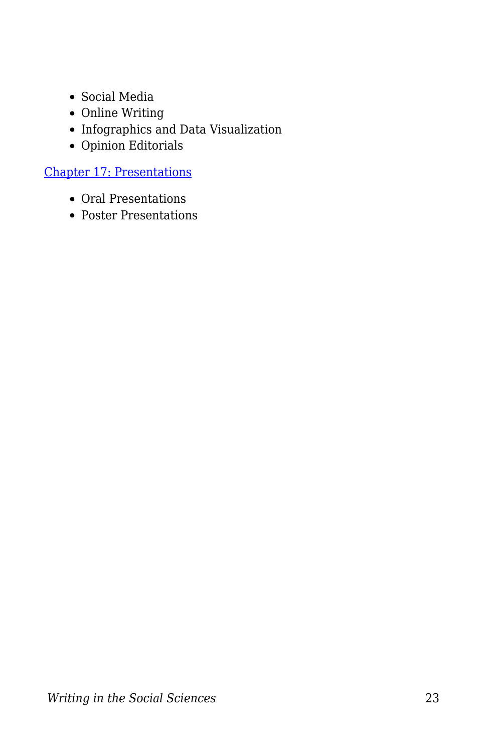- Social Media
- Online Writing
- Infographics and Data Visualization
- Opinion Editorials

[Chapter 17: Presentations]

- Oral Presentations
- Poster Presentations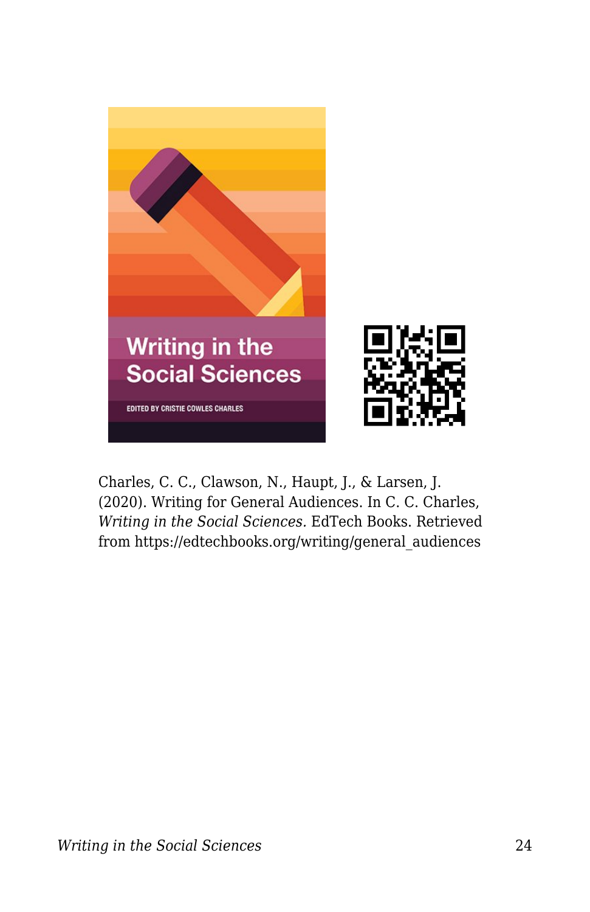Charles, C. C., Clawson, N., Haupt, J., & Larsen, J. (2020). Writing for General Audiences. In C. C. Charles, *Writing in the Social Sciences*. EdTech Books. Retrieved from https://edtechbooks.org/writing/general_audiences